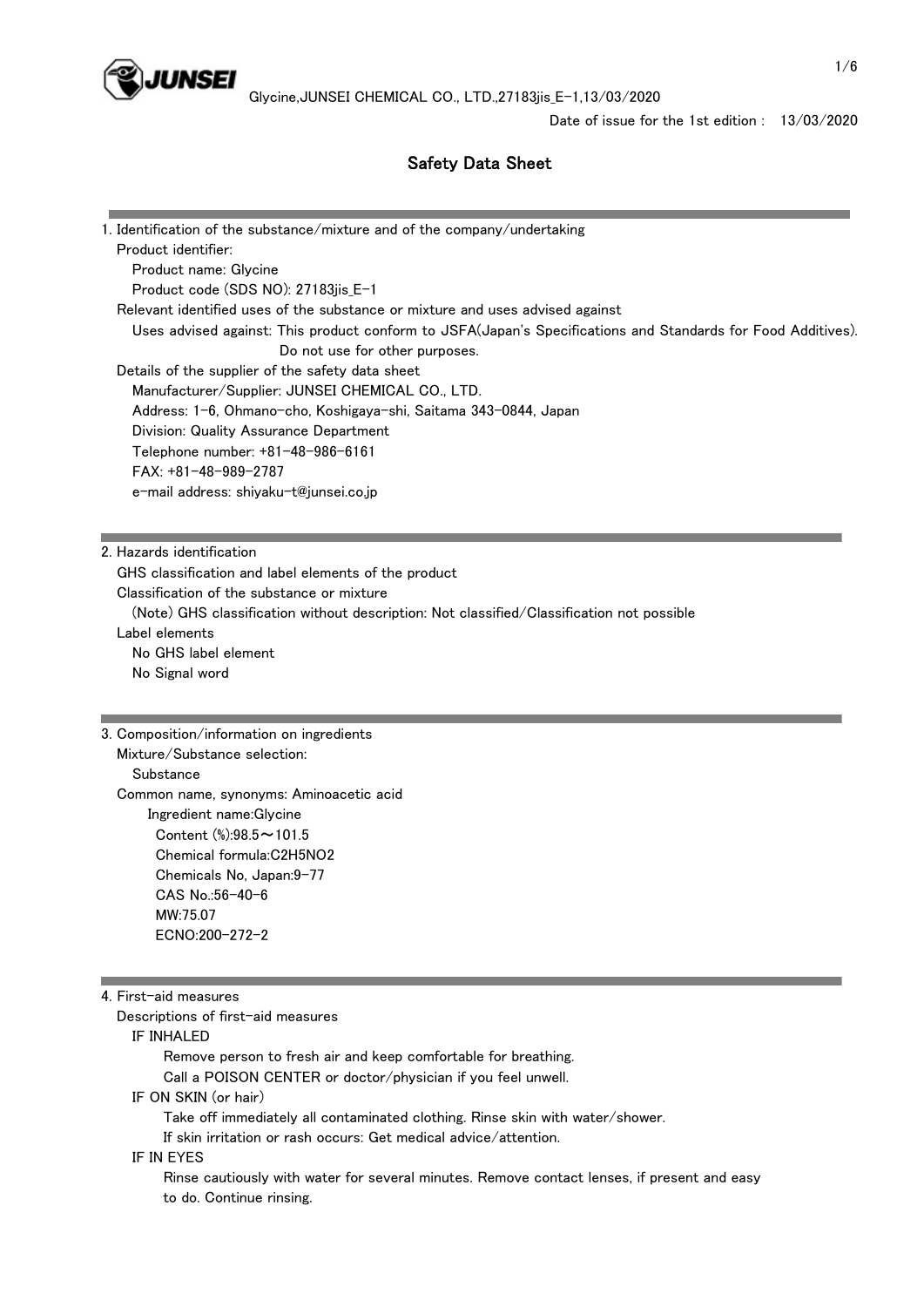Date of issue for the 1st edition : 13/03/2020

# Safety Data Sheet

## 1. Identification of the substance/mixture and of the company/undertaking

Product identifier:

Product name: Glycine

Product code (SDS NO): 27183jis_E-1

Relevant identified uses of the substance or mixture and uses advised against

Uses advised against: This product conform to JSFA(Japan's Specifications and Standards for Food Additives). Do not use for other purposes.

Details of the supplier of the safety data sheet

Manufacturer/Supplier: JUNSEI CHEMICAL CO., LTD.

Address: 1-6, Ohmano-cho, Koshigaya-shi, Saitama 343-0844, Japan

Division: Quality Assurance Department

Telephone number: +81-48-986-6161

FAX: +81-48-989-2787

e-mail address: shiyaku-t@junsei.co.jp

## 2. Hazards identification

GHS classification and label elements of the product

Classification of the substance or mixture

(Note) GHS classification without description: Not classified/Classification not possible

Label elements

No GHS label element

No Signal word

## 3. Composition/information on ingredients

Mixture/Substance selection:

Substance

Common name, synonyms: Aminoacetic acid

Ingredient name:Glycine

Content (%):98.5～101.5

Chemical formula:$C_2H_5NO_2$

Chemicals No, Japan:9-77

CAS No.:56-40-6

MW:75.07

ECNO:200-272-2

## 4. First-aid measures

Descriptions of first-aid measures

IF INHALED

Remove person to fresh air and keep comfortable for breathing.

Call a POISON CENTER or doctor/physician if you feel unwell.

IF ON SKIN (or hair)

Take off immediately all contaminated clothing. Rinse skin with water/shower.

If skin irritation or rash occurs: Get medical advice/attention.

IF IN EYES

Rinse cautiously with water for several minutes. Remove contact lenses, if present and easy to do. Continue rinsing.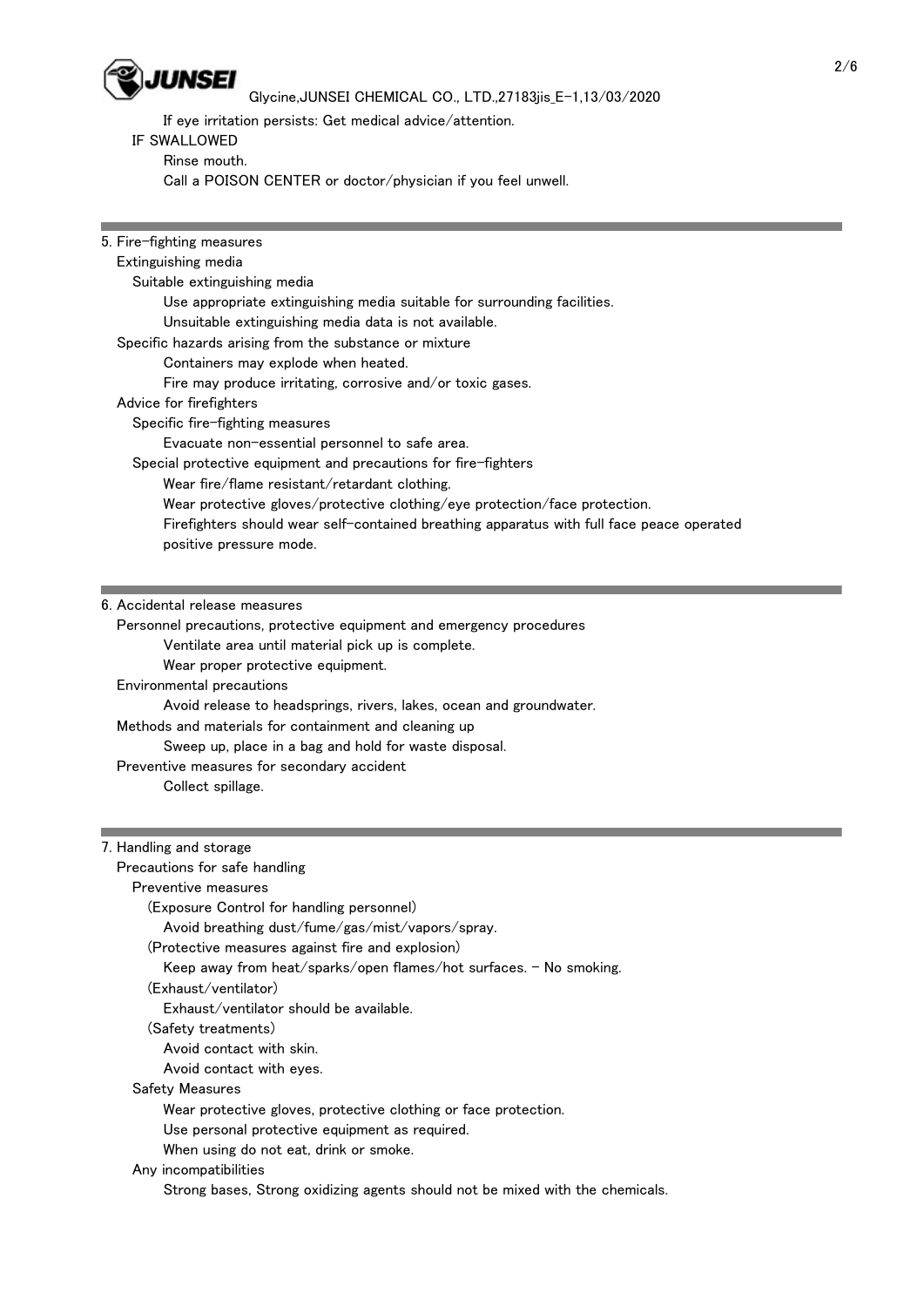If eye irritation persists: Get medical advice/attention.

IF SWALLOWED

Rinse mouth.

Call a POISON CENTER or doctor/physician if you feel unwell.

## 5. Fire-fighting measures

Extinguishing media

Suitable extinguishing media

Use appropriate extinguishing media suitable for surrounding facilities.

Unsuitable extinguishing media data is not available.

Specific hazards arising from the substance or mixture

Containers may explode when heated.

Fire may produce irritating, corrosive and/or toxic gases.

Advice for firefighters

Specific fire-fighting measures

Evacuate non-essential personnel to safe area.

Special protective equipment and precautions for fire-fighters

Wear fire/flame resistant/retardant clothing.

Wear protective gloves/protective clothing/eye protection/face protection.

Firefighters should wear self-contained breathing apparatus with full face peace operated positive pressure mode.

## 6. Accidental release measures

Personnel precautions, protective equipment and emergency procedures

Ventilate area until material pick up is complete.

Wear proper protective equipment.

Environmental precautions

Avoid release to headsprings, rivers, lakes, ocean and groundwater.

Methods and materials for containment and cleaning up

Sweep up, place in a bag and hold for waste disposal.

Preventive measures for secondary accident

Collect spillage.

## 7. Handling and storage

Precautions for safe handling

Preventive measures

(Exposure Control for handling personnel)

Avoid breathing dust/fume/gas/mist/vapors/spray.

(Protective measures against fire and explosion)

Keep away from heat/sparks/open flames/hot surfaces. - No smoking.

(Exhaust/ventilator)

Exhaust/ventilator should be available.

(Safety treatments)

Avoid contact with skin.

Avoid contact with eyes.

Safety Measures

Wear protective gloves, protective clothing or face protection.

Use personal protective equipment as required.

When using do not eat, drink or smoke.

Any incompatibilities

Strong bases, Strong oxidizing agents should not be mixed with the chemicals.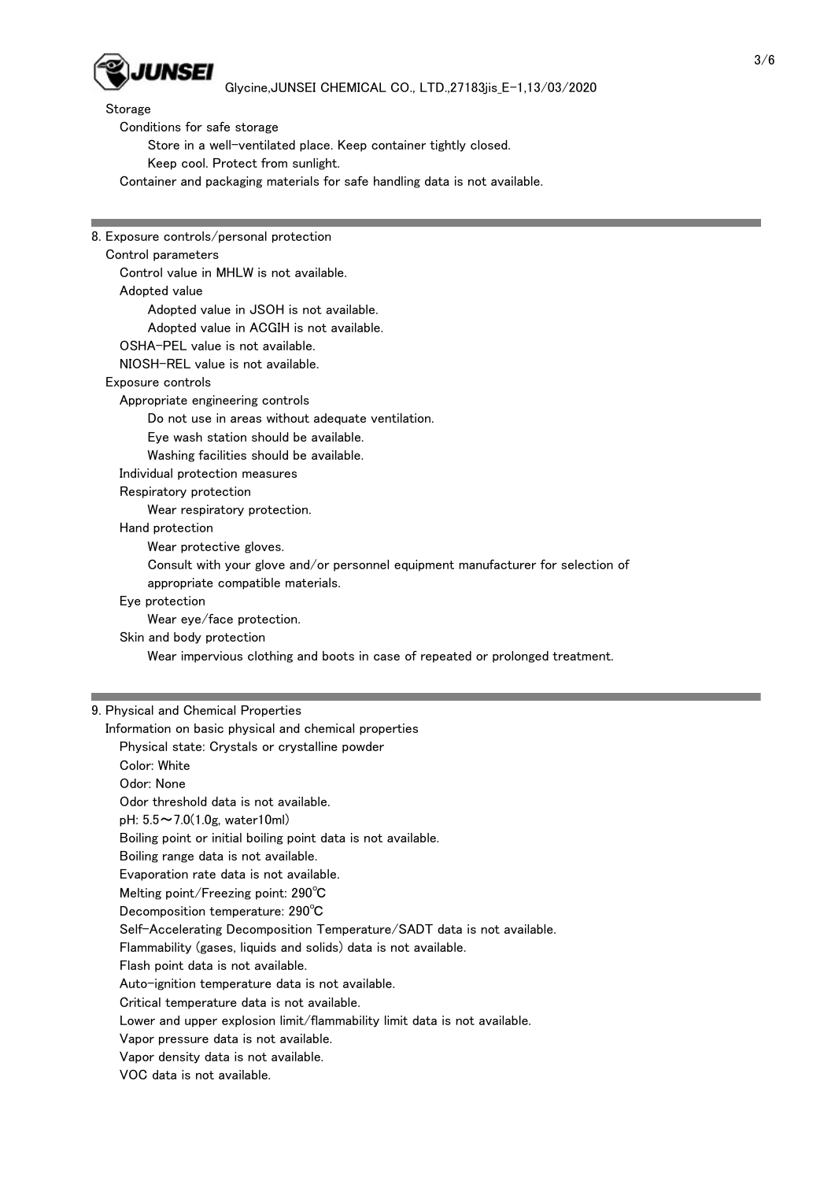Storage

Conditions for safe storage

Store in a well-ventilated place. Keep container tightly closed.

Keep cool. Protect from sunlight.

Container and packaging materials for safe handling data is not available.

---

## 8. Exposure controls/personal protection

Control parameters

Control value in MHLW is not available.

Adopted value

Adopted value in JSOH is not available.

Adopted value in ACGIH is not available.

OSHA-PEL value is not available.

NIOSH-REL value is not available.

Exposure controls

Appropriate engineering controls

Do not use in areas without adequate ventilation.

Eye wash station should be available.

Washing facilities should be available.

Individual protection measures

Respiratory protection

Wear respiratory protection.

Hand protection

Wear protective gloves.

Consult with your glove and/or personnel equipment manufacturer for selection of appropriate compatible materials.

Eye protection

Wear eye/face protection.

Skin and body protection

Wear impervious clothing and boots in case of repeated or prolonged treatment.

---

## 9. Physical and Chemical Properties

Information on basic physical and chemical properties

Physical state: Crystals or crystalline powder

Color: White

Odor: None

Odor threshold data is not available.

pH: 5.5～7.0(1.0g, water10ml)

Boiling point or initial boiling point data is not available.

Boiling range data is not available.

Evaporation rate data is not available.

Melting point/Freezing point: 290℃

Decomposition temperature: 290℃

Self-Accelerating Decomposition Temperature/SADT data is not available.

Flammability (gases, liquids and solids) data is not available.

Flash point data is not available.

Auto-ignition temperature data is not available.

Critical temperature data is not available.

Lower and upper explosion limit/flammability limit data is not available.

Vapor pressure data is not available.

Vapor density data is not available.

VOC data is not available.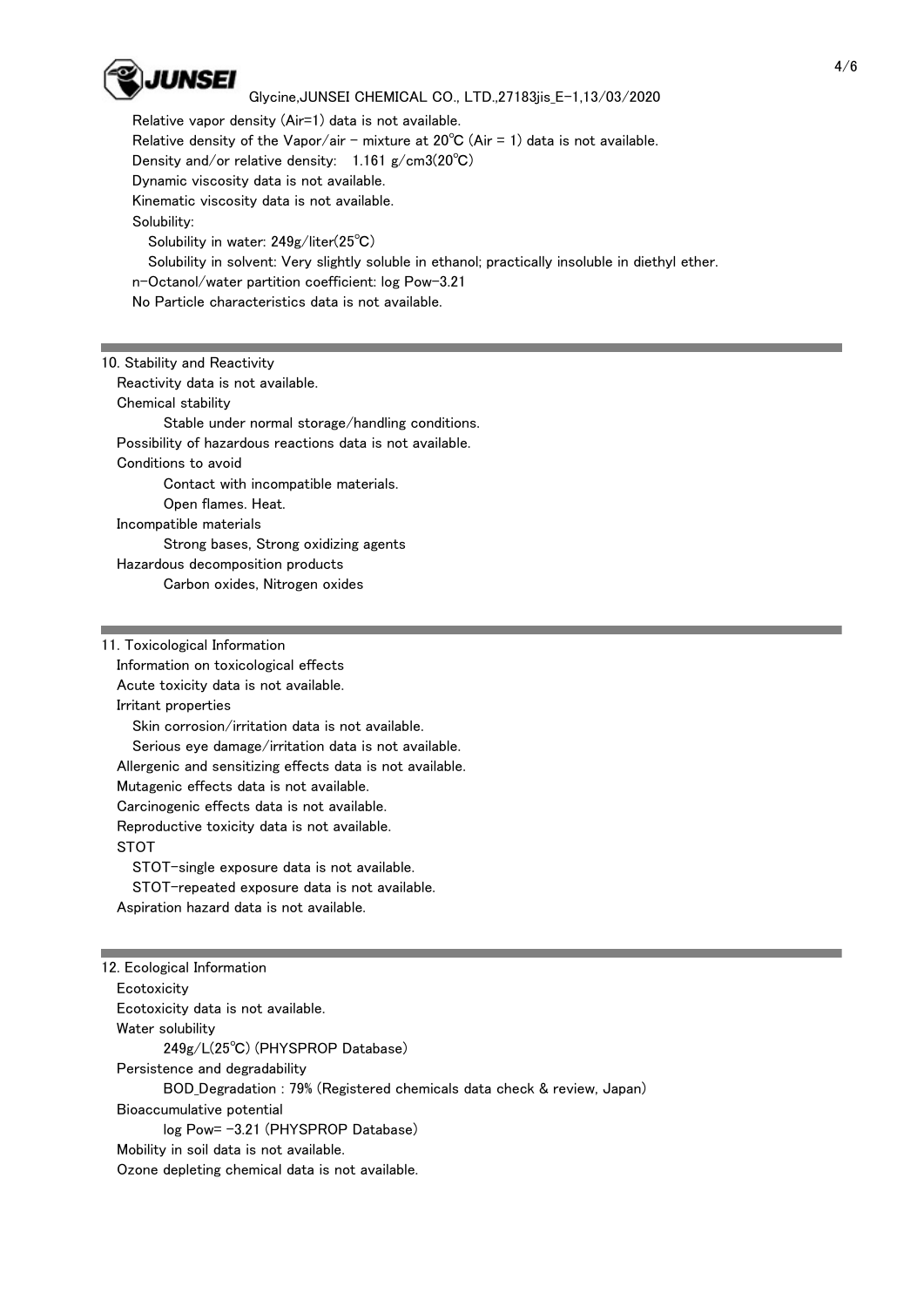Relative vapor density (Air=1) data is not available.
Relative density of the Vapor/air - mixture at 20℃ (Air = 1) data is not available.
Density and/or relative density: 1.161 g/cm3(20℃)
Dynamic viscosity data is not available.
Kinematic viscosity data is not available.
Solubility:
Solubility in water: 249g/liter(25℃)
Solubility in solvent: Very slightly soluble in ethanol; practically insoluble in diethyl ether.
n-Octanol/water partition coefficient: log Pow-3.21
No Particle characteristics data is not available.

## 10. Stability and Reactivity

Reactivity data is not available.

Chemical stability

Stable under normal storage/handling conditions.

Possibility of hazardous reactions data is not available.

Conditions to avoid

Contact with incompatible materials.
Open flames. Heat.

Incompatible materials

Strong bases, Strong oxidizing agents

Hazardous decomposition products

Carbon oxides, Nitrogen oxides

## 11. Toxicological Information

Information on toxicological effects

Acute toxicity data is not available.

Irritant properties

Skin corrosion/irritation data is not available.
Serious eye damage/irritation data is not available.

Allergenic and sensitizing effects data is not available.

Mutagenic effects data is not available.

Carcinogenic effects data is not available.

Reproductive toxicity data is not available.

STOT

STOT-single exposure data is not available.
STOT-repeated exposure data is not available.

Aspiration hazard data is not available.

## 12. Ecological Information

Ecotoxicity

Ecotoxicity data is not available.

Water solubility

249g/L(25℃) (PHYSPROP Database)

Persistence and degradability

BOD_Degradation : 79% (Registered chemicals data check & review, Japan)

Bioaccumulative potential

log Pow= -3.21 (PHYSPROP Database)

Mobility in soil data is not available.

Ozone depleting chemical data is not available.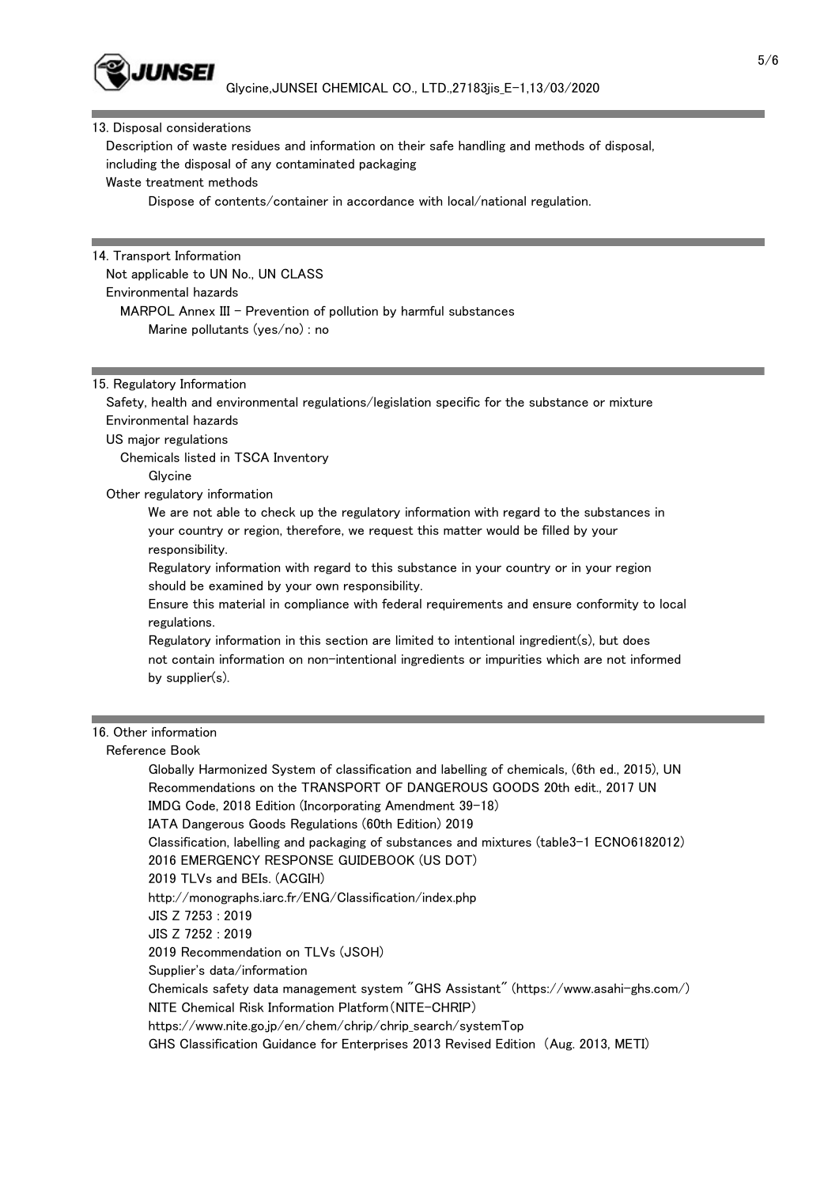## 13. Disposal considerations

Description of waste residues and information on their safe handling and methods of disposal, including the disposal of any contaminated packaging

Waste treatment methods

Dispose of contents/container in accordance with local/national regulation.

## 14. Transport Information

Not applicable to UN No., UN CLASS

Environmental hazards

MARPOL Annex III - Prevention of pollution by harmful substances

Marine pollutants (yes/no) : no

## 15. Regulatory Information

Safety, health and environmental regulations/legislation specific for the substance or mixture

Environmental hazards

US major regulations

Chemicals listed in TSCA Inventory

Glycine

Other regulatory information

We are not able to check up the regulatory information with regard to the substances in your country or region, therefore, we request this matter would be filled by your responsibility.

Regulatory information with regard to this substance in your country or in your region should be examined by your own responsibility.

Ensure this material in compliance with federal requirements and ensure conformity to local regulations.

Regulatory information in this section are limited to intentional ingredient(s), but does not contain information on non-intentional ingredients or impurities which are not informed by supplier(s).

## 16. Other information

Reference Book

Globally Harmonized System of classification and labelling of chemicals, (6th ed., 2015), UN Recommendations on the TRANSPORT OF DANGEROUS GOODS 20th edit., 2017 UN

IMDG Code, 2018 Edition (Incorporating Amendment 39-18)

IATA Dangerous Goods Regulations (60th Edition) 2019

Classification, labelling and packaging of substances and mixtures (table3-1 ECNO6182012)

2016 EMERGENCY RESPONSE GUIDEBOOK (US DOT)

2019 TLVs and BEIs. (ACGIH)

http://monographs.iarc.fr/ENG/Classification/index.php

JIS Z 7253 : 2019

JIS Z 7252 : 2019

2019 Recommendation on TLVs (JSOH)

Supplier's data/information

Chemicals safety data management system "GHS Assistant" (https://www.asahi-ghs.com/)

NITE Chemical Risk Information Platform(NITE-CHRIP)

https://www.nite.go.jp/en/chem/chrip/chrip_search/systemTop

GHS Classification Guidance for Enterprises 2013 Revised Edition (Aug. 2013, METI)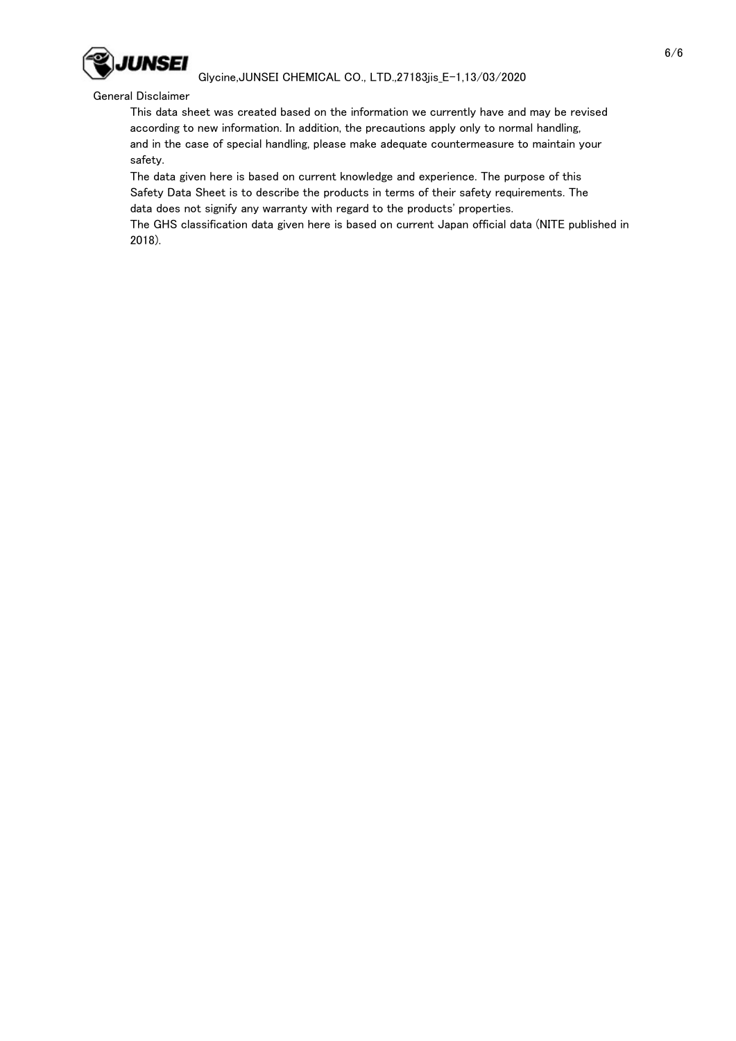## General Disclaimer

This data sheet was created based on the information we currently have and may be revised according to new information. In addition, the precautions apply only to normal handling, and in the case of special handling, please make adequate countermeasure to maintain your safety.

The data given here is based on current knowledge and experience. The purpose of this Safety Data Sheet is to describe the products in terms of their safety requirements. The data does not signify any warranty with regard to the products' properties.

The GHS classification data given here is based on current Japan official data (NITE published in 2018).